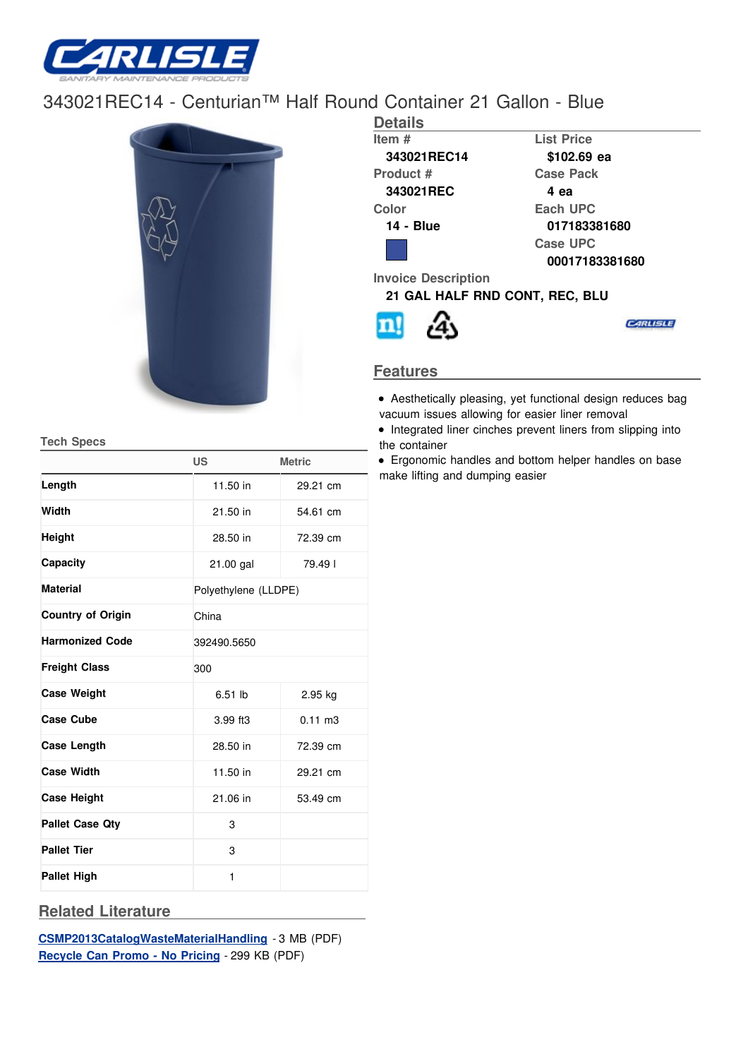# 343021REC14 - Centurian™ Half Round Container 21 Gallon - Blue

## Details

| | |
|---|---|
| **Item #** | **List Price** |
| 343021REC14 | $102.69 ea |
| **Product #** | **Case Pack** |
| 343021REC | 4 ea |
| **Color** | **Each UPC** |
| 14 - Blue | 017183381680 |
| | **Case UPC** |
| | 00017183381680 |

**Invoice Description**

21 GAL HALF RND CONT, REC, BLU

## Features

- Aesthetically pleasing, yet functional design reduces bag vacuum issues allowing for easier liner removal
- Integrated liner cinches prevent liners from slipping into the container
- Ergonomic handles and bottom helper handles on base make lifting and dumping easier

## Tech Specs

| | US | Metric |
|---|---|---|
| **Length** | 11.50 in | 29.21 cm |
| **Width** | 21.50 in | 54.61 cm |
| **Height** | 28.50 in | 72.39 cm |
| **Capacity** | 21.00 gal | 79.49 l |
| **Material** | Polyethylene (LLDPE) | |
| **Country of Origin** | China | |
| **Harmonized Code** | 392490.5650 | |
| **Freight Class** | 300 | |
| **Case Weight** | 6.51 lb | 2.95 kg |
| **Case Cube** | 3.99 ft3 | 0.11 m3 |
| **Case Length** | 28.50 in | 72.39 cm |
| **Case Width** | 11.50 in | 29.21 cm |
| **Case Height** | 21.06 in | 53.49 cm |
| **Pallet Case Qty** | 3 | |
| **Pallet Tier** | 3 | |
| **Pallet High** | 1 | |

## Related Literature

**CSMP2013CatalogWasteMaterialHandling** - 3 MB (PDF)

**Recycle Can Promo - No Pricing** - 299 KB (PDF)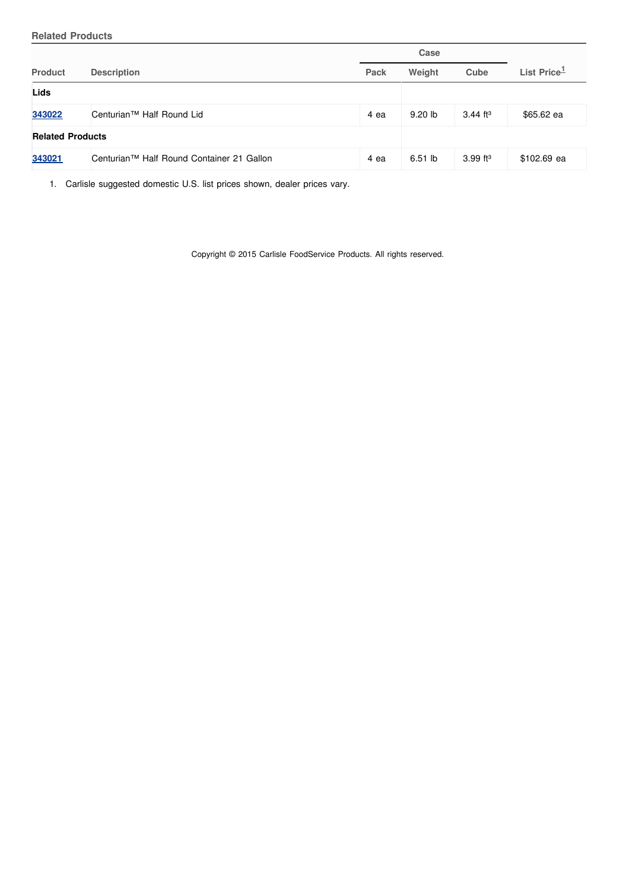## Related Products

| Product | Description | Case | | | List Price[1] |
|---|---|---|---|---|---|
| | | Pack | Weight | Cube | |
| **Lids** | | | | | |
| 343022 | Centurian™ Half Round Lid | 4 ea | 9.20 lb | 3.44 ft³ | $65.62 ea |
| **Related Products** | | | | | |
| 343021 | Centurian™ Half Round Container 21 Gallon | 4 ea | 6.51 lb | 3.99 ft³ | $102.69 ea |

1. Carlisle suggested domestic U.S. list prices shown, dealer prices vary.

Copyright © 2015 Carlisle FoodService Products. All rights reserved.